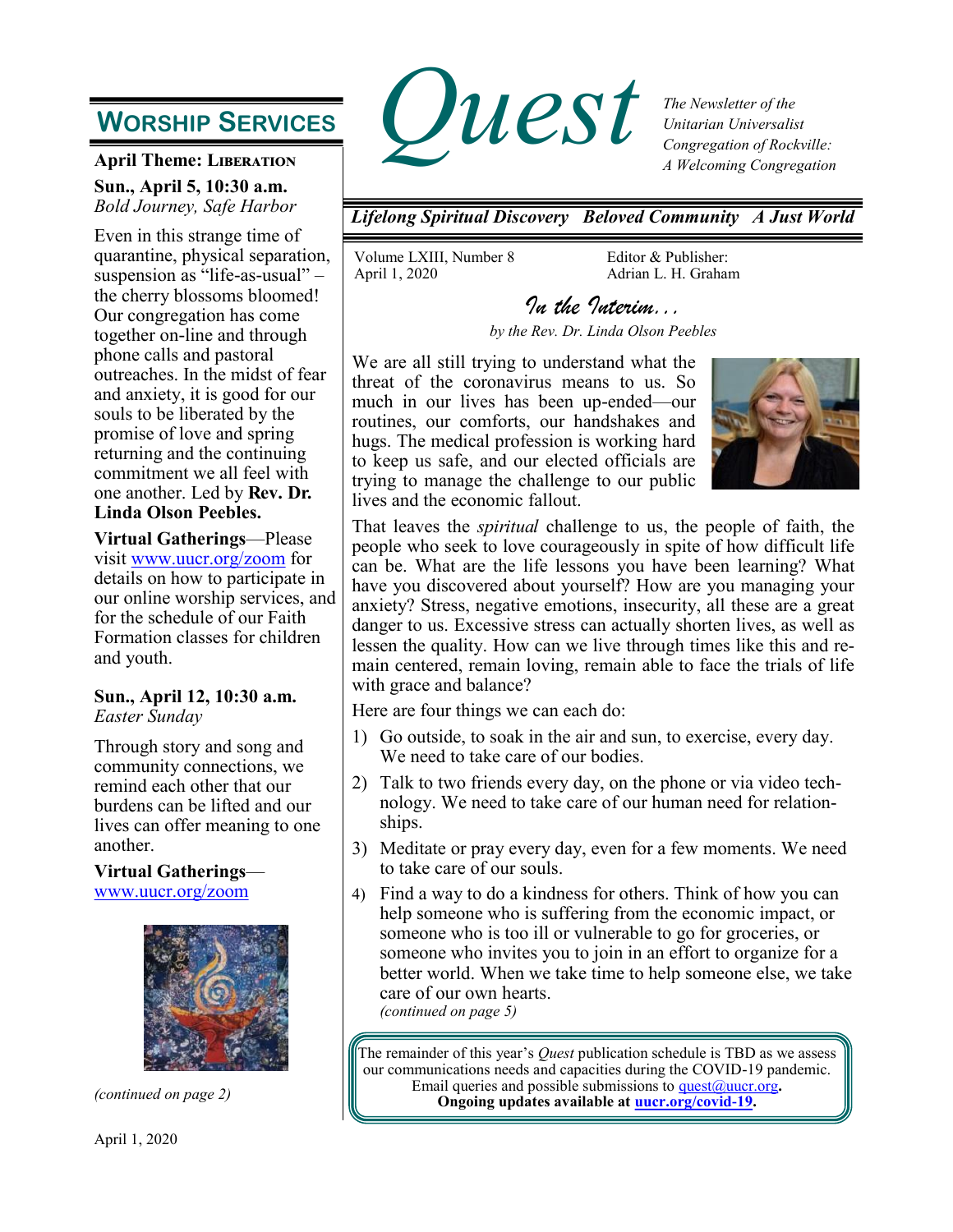# Quest

*The Newsletter of the Unitarian Universalist Congregation of Rockville: A Welcoming Congregation*

***Lifelong Spiritual Discovery   Beloved Community   A Just World***

Volume LXIII, Number 8
April 1, 2020

Editor & Publisher:
Adrian L. H. Graham

## Worship Services

**April Theme: Liberation**

**Sun., April 5, 10:30 a.m.**
*Bold Journey, Safe Harbor*

Even in this strange time of quarantine, physical separation, suspension as "life-as-usual" – the cherry blossoms bloomed! Our congregation has come together on-line and through phone calls and pastoral outreaches. In the midst of fear and anxiety, it is good for our souls to be liberated by the promise of love and spring returning and the continuing commitment we all feel with one another. Led by **Rev. Dr. Linda Olson Peebles.**

**Virtual Gatherings**—Please visit www.uucr.org/zoom for details on how to participate in our online worship services, and for the schedule of our Faith Formation classes for children and youth.

**Sun., April 12, 10:30 a.m.**
*Easter Sunday*

Through story and song and community connections, we remind each other that our burdens can be lifted and our lives can offer meaning to one another.

**Virtual Gatherings**—
www.uucr.org/zoom

*(continued on page 2)*

## *In the Interim…*

*by the Rev. Dr. Linda Olson Peebles*

We are all still trying to understand what the threat of the coronavirus means to us. So much in our lives has been up-ended—our routines, our comforts, our handshakes and hugs. The medical profession is working hard to keep us safe, and our elected officials are trying to manage the challenge to our public lives and the economic fallout.

That leaves the *spiritual* challenge to us, the people of faith, the people who seek to love courageously in spite of how difficult life can be. What are the life lessons you have been learning? What have you discovered about yourself? How are you managing your anxiety? Stress, negative emotions, insecurity, all these are a great danger to us. Excessive stress can actually shorten lives, as well as lessen the quality. How can we live through times like this and remain centered, remain loving, remain able to face the trials of life with grace and balance?

Here are four things we can each do:

1) Go outside, to soak in the air and sun, to exercise, every day. We need to take care of our bodies.
2) Talk to two friends every day, on the phone or via video technology. We need to take care of our human need for relationships.
3) Meditate or pray every day, even for a few moments. We need to take care of our souls.
4) Find a way to do a kindness for others. Think of how you can help someone who is suffering from the economic impact, or someone who is too ill or vulnerable to go for groceries, or someone who invites you to join in an effort to organize for a better world. When we take time to help someone else, we take care of our own hearts.
*(continued on page 5)*

The remainder of this year's *Quest* publication schedule is TBD as we assess our communications needs and capacities during the COVID-19 pandemic. Email queries and possible submissions to quest@uucr.org.
**Ongoing updates available at uucr.org/covid-19.**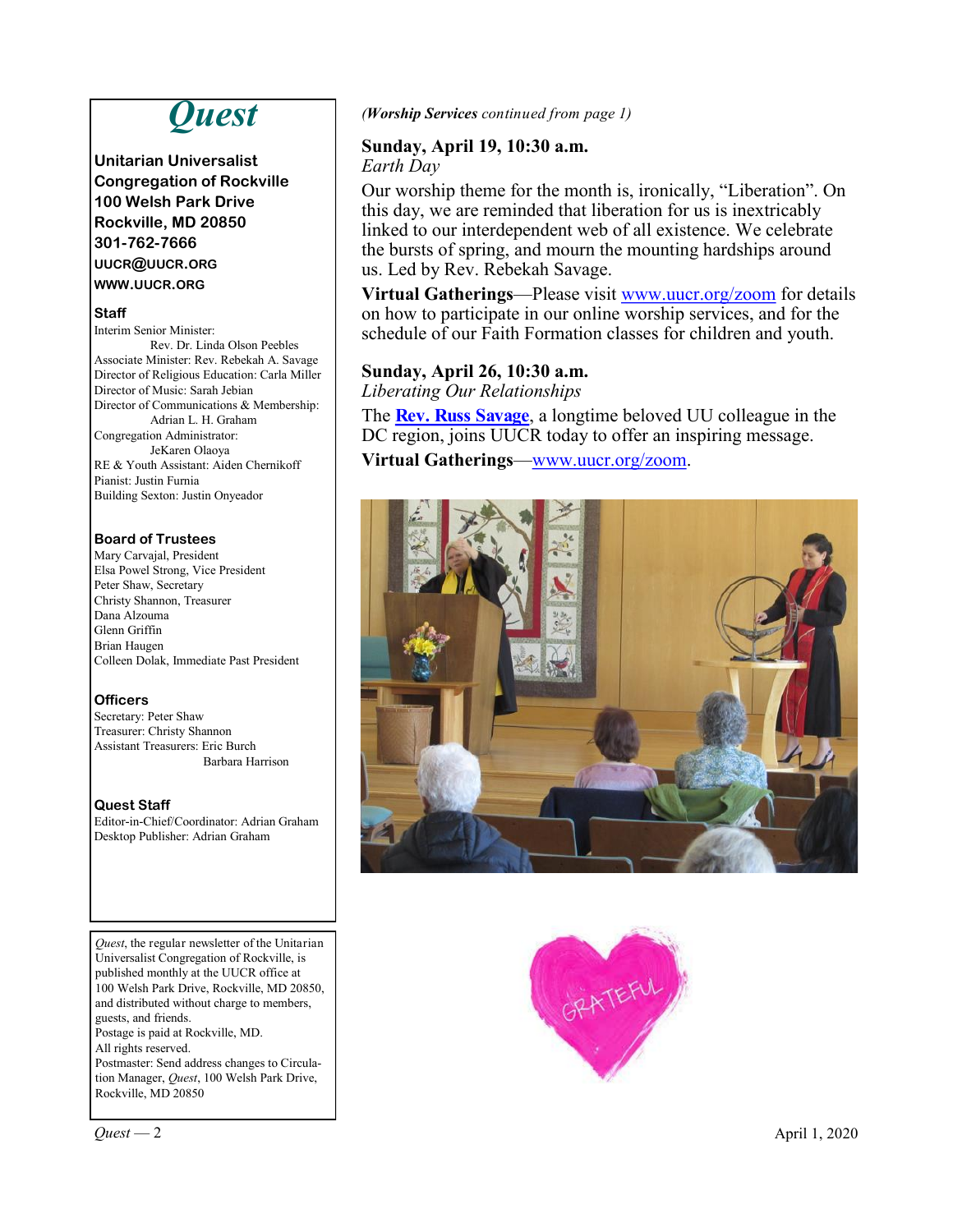# Quest

**Unitarian Universalist Congregation of Rockville**
**100 Welsh Park Drive**
**Rockville, MD 20850**
**301-762-7666**
**UUCR@UUCR.ORG**
**WWW.UUCR.ORG**

**Staff**

Interim Senior Minister: Rev. Dr. Linda Olson Peebles
Associate Minister: Rev. Rebekah A. Savage
Director of Religious Education: Carla Miller
Director of Music: Sarah Jebian
Director of Communications & Membership: Adrian L. H. Graham
Congregation Administrator: JeKaren Olaoya
RE & Youth Assistant: Aiden Chernikoff
Pianist: Justin Furnia
Building Sexton: Justin Onyeador

**Board of Trustees**

Mary Carvajal, President
Elsa Powel Strong, Vice President
Peter Shaw, Secretary
Christy Shannon, Treasurer
Dana Alzouma
Glenn Griffin
Brian Haugen
Colleen Dolak, Immediate Past President

**Officers**

Secretary: Peter Shaw
Treasurer: Christy Shannon
Assistant Treasurers: Eric Burch
Barbara Harrison

**Quest Staff**

Editor-in-Chief/Coordinator: Adrian Graham
Desktop Publisher: Adrian Graham

*Quest*, the regular newsletter of the Unitarian Universalist Congregation of Rockville, is published monthly at the UUCR office at 100 Welsh Park Drive, Rockville, MD 20850, and distributed without charge to members, guests, and friends.
Postage is paid at Rockville, MD.
All rights reserved.
Postmaster: Send address changes to Circulation Manager, *Quest*, 100 Welsh Park Drive, Rockville, MD 20850

*(**Worship Services** continued from page 1)*

**Sunday, April 19, 10:30 a.m.**
*Earth Day*

Our worship theme for the month is, ironically, "Liberation". On this day, we are reminded that liberation for us is inextricably linked to our interdependent web of all existence. We celebrate the bursts of spring, and mourn the mounting hardships around us. Led by Rev. Rebekah Savage.

**Virtual Gatherings**—Please visit www.uucr.org/zoom for details on how to participate in our online worship services, and for the schedule of our Faith Formation classes for children and youth.

**Sunday, April 26, 10:30 a.m.**
*Liberating Our Relationships*

The **Rev. Russ Savage**, a longtime beloved UU colleague in the DC region, joins UUCR today to offer an inspiring message.

**Virtual Gatherings**—www.uucr.org/zoom.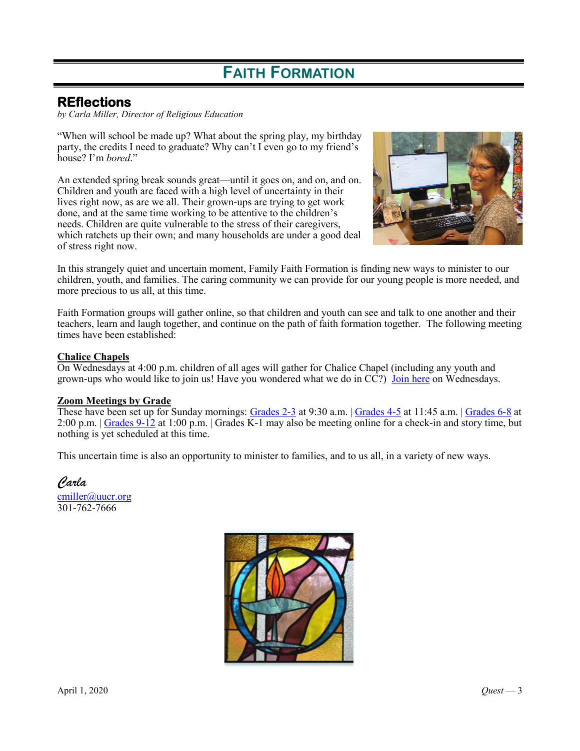# Faith Formation

## REflections

*by Carla Miller, Director of Religious Education*

"When will school be made up? What about the spring play, my birthday party, the credits I need to graduate? Why can't I even go to my friend's house? I'm *bored*."

An extended spring break sounds great—until it goes on, and on, and on. Children and youth are faced with a high level of uncertainty in their lives right now, as are we all. Their grown-ups are trying to get work done, and at the same time working to be attentive to the children's needs. Children are quite vulnerable to the stress of their caregivers, which ratchets up their own; and many households are under a good deal of stress right now.

In this strangely quiet and uncertain moment, Family Faith Formation is finding new ways to minister to our children, youth, and families. The caring community we can provide for our young people is more needed, and more precious to us all, at this time.

Faith Formation groups will gather online, so that children and youth can see and talk to one another and their teachers, learn and laugh together, and continue on the path of faith formation together. The following meeting times have been established:

**Chalice Chapels**

On Wednesdays at 4:00 p.m. children of all ages will gather for Chalice Chapel (including any youth and grown-ups who would like to join us! Have you wondered what we do in CC?) Join here on Wednesdays.

**Zoom Meetings by Grade**

These have been set up for Sunday mornings: Grades 2-3 at 9:30 a.m. | Grades 4-5 at 11:45 a.m. | Grades 6-8 at 2:00 p.m. | Grades 9-12 at 1:00 p.m. | Grades K-1 may also be meeting online for a check-in and story time, but nothing is yet scheduled at this time.

This uncertain time is also an opportunity to minister to families, and to us all, in a variety of new ways.

*Carla*
cmiller@uucr.org
301-762-7666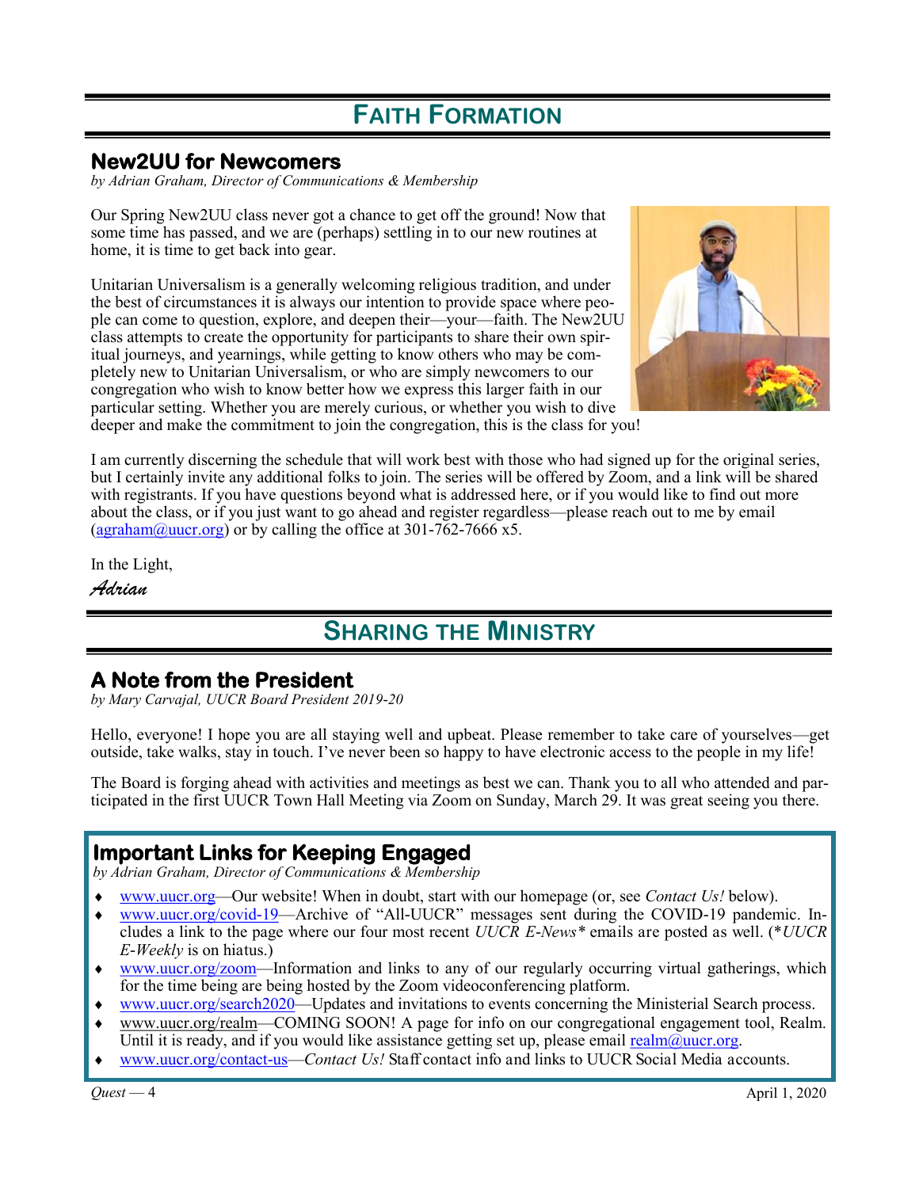# Faith Formation

## New2UU for Newcomers

*by Adrian Graham, Director of Communications & Membership*

Our Spring New2UU class never got a chance to get off the ground! Now that some time has passed, and we are (perhaps) settling in to our new routines at home, it is time to get back into gear.

Unitarian Universalism is a generally welcoming religious tradition, and under the best of circumstances it is always our intention to provide space where people can come to question, explore, and deepen their—your—faith. The New2UU class attempts to create the opportunity for participants to share their own spiritual journeys, and yearnings, while getting to know others who may be completely new to Unitarian Universalism, or who are simply newcomers to our congregation who wish to know better how we express this larger faith in our particular setting. Whether you are merely curious, or whether you wish to dive deeper and make the commitment to join the congregation, this is the class for you!

I am currently discerning the schedule that will work best with those who had signed up for the original series, but I certainly invite any additional folks to join. The series will be offered by Zoom, and a link will be shared with registrants. If you have questions beyond what is addressed here, or if you would like to find out more about the class, or if you just want to go ahead and register regardless—please reach out to me by email (agraham@uucr.org) or by calling the office at 301-762-7666 x5.

In the Light,

*Adrian*

# Sharing the Ministry

## A Note from the President

*by Mary Carvajal, UUCR Board President 2019-20*

Hello, everyone! I hope you are all staying well and upbeat. Please remember to take care of yourselves—get outside, take walks, stay in touch. I've never been so happy to have electronic access to the people in my life!

The Board is forging ahead with activities and meetings as best we can. Thank you to all who attended and participated in the first UUCR Town Hall Meeting via Zoom on Sunday, March 29. It was great seeing you there.

## Important Links for Keeping Engaged

*by Adrian Graham, Director of Communications & Membership*

- www.uucr.org—Our website! When in doubt, start with our homepage (or, see *Contact Us!* below).
- www.uucr.org/covid-19—Archive of "All-UUCR" messages sent during the COVID-19 pandemic. Includes a link to the page where our four most recent *UUCR E-News** emails are posted as well. (**UUCR E-Weekly* is on hiatus.)
- www.uucr.org/zoom—Information and links to any of our regularly occurring virtual gatherings, which for the time being are being hosted by the Zoom videoconferencing platform.
- www.uucr.org/search2020—Updates and invitations to events concerning the Ministerial Search process.
- www.uucr.org/realm—COMING SOON! A page for info on our congregational engagement tool, Realm. Until it is ready, and if you would like assistance getting set up, please email realm@uucr.org.
- www.uucr.org/contact-us—*Contact Us!* Staff contact info and links to UUCR Social Media accounts.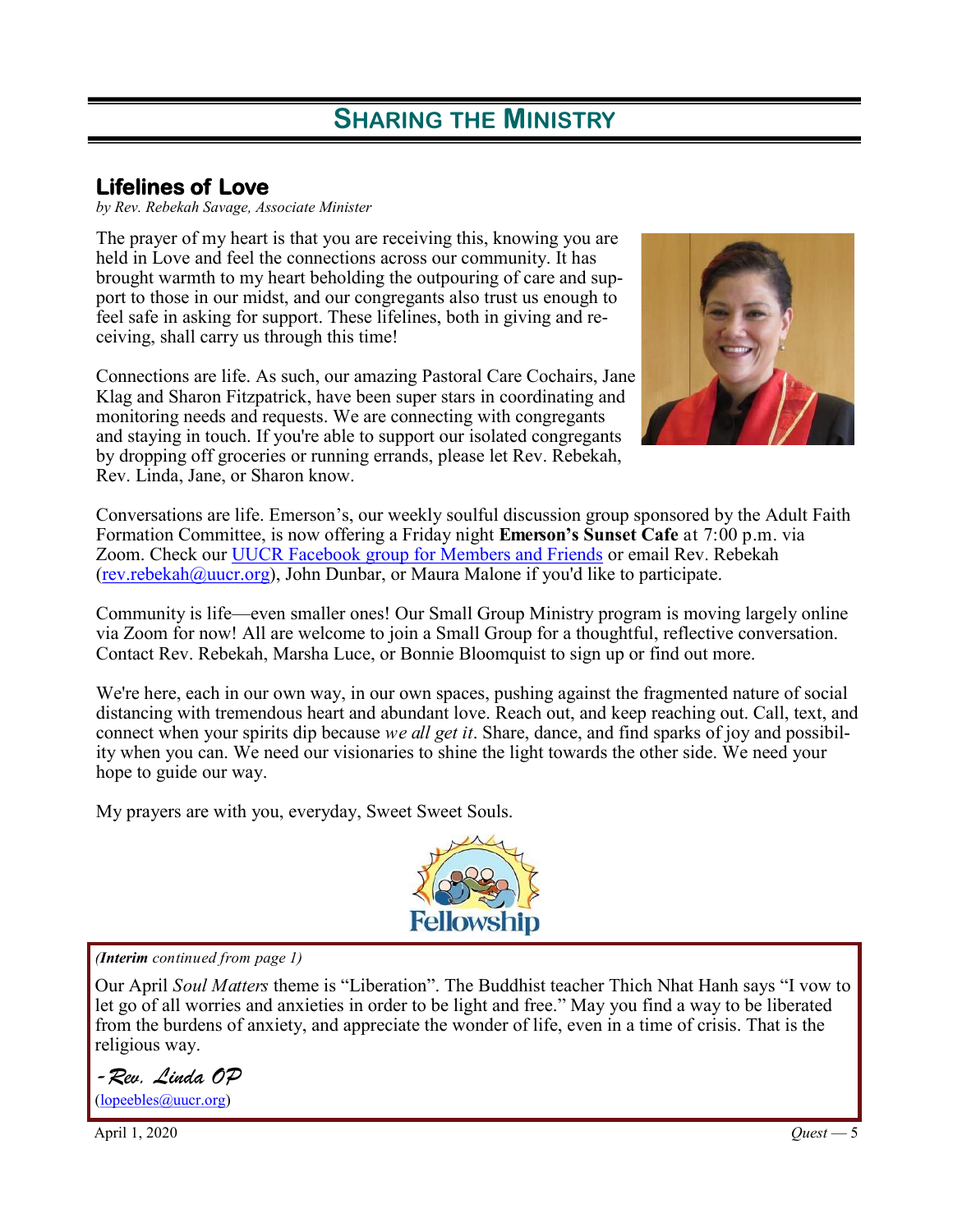# SHARING THE MINISTRY

## Lifelines of Love

*by Rev. Rebekah Savage, Associate Minister*

The prayer of my heart is that you are receiving this, knowing you are held in Love and feel the connections across our community. It has brought warmth to my heart beholding the outpouring of care and support to those in our midst, and our congregants also trust us enough to feel safe in asking for support. These lifelines, both in giving and receiving, shall carry us through this time!

Connections are life. As such, our amazing Pastoral Care Cochairs, Jane Klag and Sharon Fitzpatrick, have been super stars in coordinating and monitoring needs and requests. We are connecting with congregants and staying in touch. If you're able to support our isolated congregants by dropping off groceries or running errands, please let Rev. Rebekah, Rev. Linda, Jane, or Sharon know.

Conversations are life. Emerson's, our weekly soulful discussion group sponsored by the Adult Faith Formation Committee, is now offering a Friday night **Emerson's Sunset Cafe** at 7:00 p.m. via Zoom. Check our UUCR Facebook group for Members and Friends or email Rev. Rebekah (rev.rebekah@uucr.org), John Dunbar, or Maura Malone if you'd like to participate.

Community is life—even smaller ones! Our Small Group Ministry program is moving largely online via Zoom for now! All are welcome to join a Small Group for a thoughtful, reflective conversation. Contact Rev. Rebekah, Marsha Luce, or Bonnie Bloomquist to sign up or find out more.

We're here, each in our own way, in our own spaces, pushing against the fragmented nature of social distancing with tremendous heart and abundant love. Reach out, and keep reaching out. Call, text, and connect when your spirits dip because *we all get it*. Share, dance, and find sparks of joy and possibility when you can. We need our visionaries to shine the light towards the other side. We need your hope to guide our way.

My prayers are with you, everyday, Sweet Sweet Souls.

Fellowship

***(Interim** continued from page 1)*

Our April *Soul Matters* theme is "Liberation". The Buddhist teacher Thich Nhat Hanh says "I vow to let go of all worries and anxieties in order to be light and free." May you find a way to be liberated from the burdens of anxiety, and appreciate the wonder of life, even in a time of crisis. That is the religious way.

*-Rev. Linda OP*
(lopeebles@uucr.org)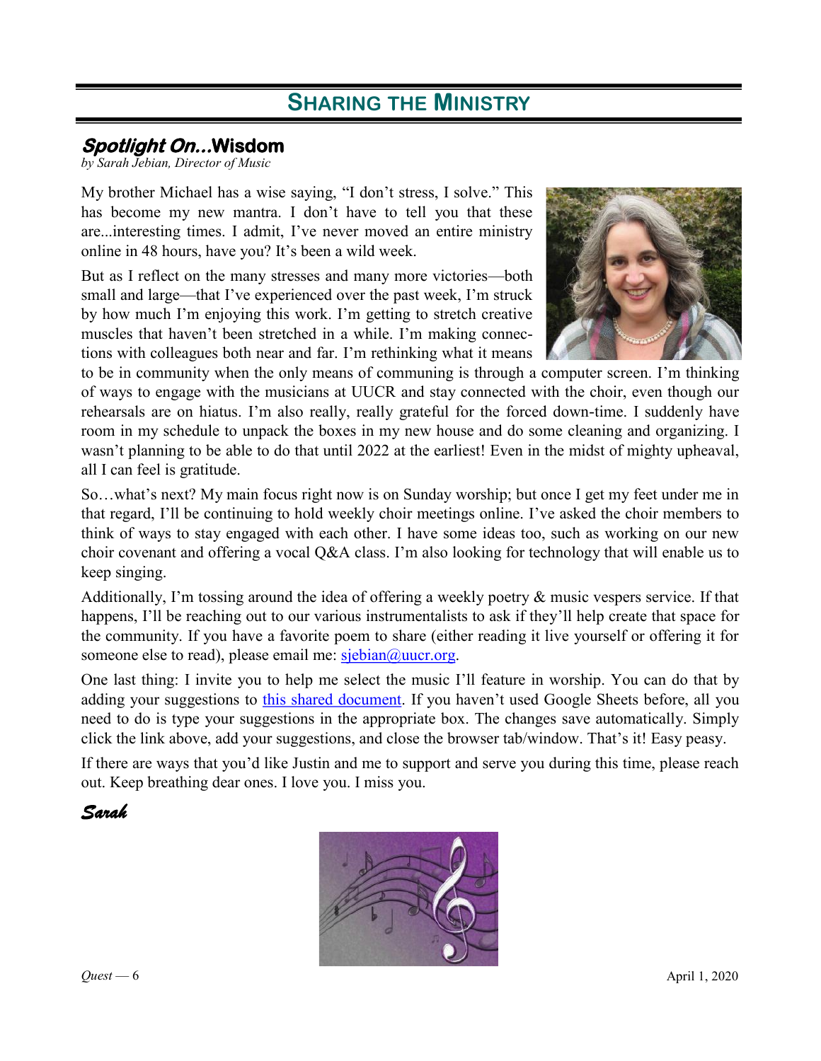# Sharing the Ministry

## *Spotlight On...*Wisdom

*by Sarah Jebian, Director of Music*

My brother Michael has a wise saying, "I don't stress, I solve." This has become my new mantra. I don't have to tell you that these are...interesting times. I admit, I've never moved an entire ministry online in 48 hours, have you? It's been a wild week.

But as I reflect on the many stresses and many more victories—both small and large—that I've experienced over the past week, I'm struck by how much I'm enjoying this work. I'm getting to stretch creative muscles that haven't been stretched in a while. I'm making connections with colleagues both near and far. I'm rethinking what it means to be in community when the only means of communing is through a computer screen. I'm thinking of ways to engage with the musicians at UUCR and stay connected with the choir, even though our rehearsals are on hiatus. I'm also really, really grateful for the forced down-time. I suddenly have room in my schedule to unpack the boxes in my new house and do some cleaning and organizing. I wasn't planning to be able to do that until 2022 at the earliest! Even in the midst of mighty upheaval, all I can feel is gratitude.

So…what's next? My main focus right now is on Sunday worship; but once I get my feet under me in that regard, I'll be continuing to hold weekly choir meetings online. I've asked the choir members to think of ways to stay engaged with each other. I have some ideas too, such as working on our new choir covenant and offering a vocal Q&A class. I'm also looking for technology that will enable us to keep singing.

Additionally, I'm tossing around the idea of offering a weekly poetry & music vespers service. If that happens, I'll be reaching out to our various instrumentalists to ask if they'll help create that space for the community. If you have a favorite poem to share (either reading it live yourself or offering it for someone else to read), please email me: sjebian@uucr.org.

One last thing: I invite you to help me select the music I'll feature in worship. You can do that by adding your suggestions to this shared document. If you haven't used Google Sheets before, all you need to do is type your suggestions in the appropriate box. The changes save automatically. Simply click the link above, add your suggestions, and close the browser tab/window. That's it! Easy peasy.

If there are ways that you'd like Justin and me to support and serve you during this time, please reach out. Keep breathing dear ones. I love you. I miss you.

***Sarah***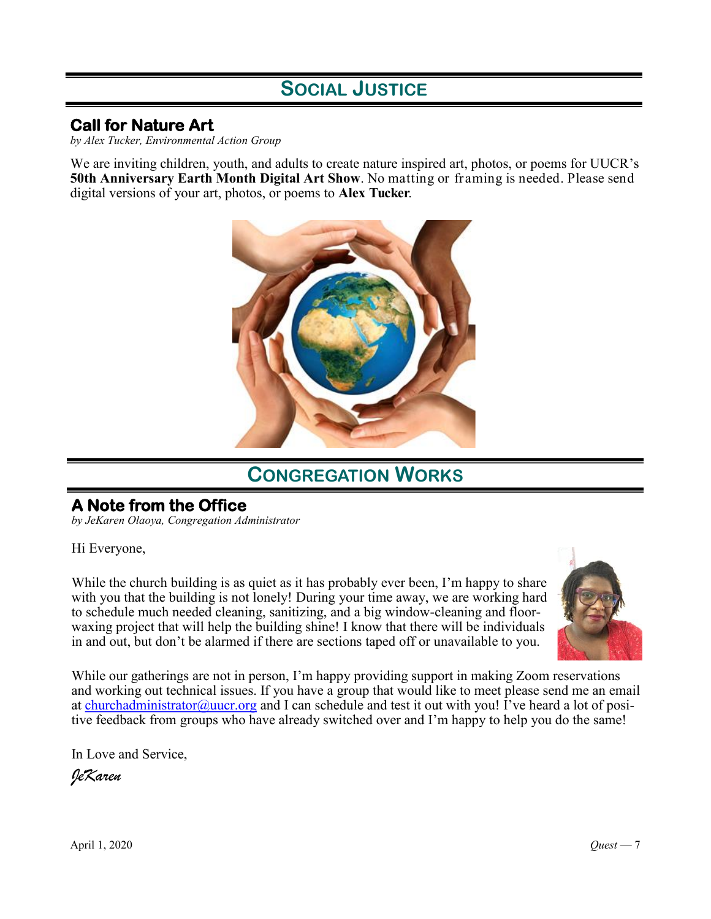# Social Justice

## Call for Nature Art

*by Alex Tucker, Environmental Action Group*

We are inviting children, youth, and adults to create nature inspired art, photos, or poems for UUCR's **50th Anniversary Earth Month Digital Art Show**. No matting or framing is needed. Please send digital versions of your art, photos, or poems to **Alex Tucker**.

# Congregation Works

## A Note from the Office

*by JeKaren Olaoya, Congregation Administrator*

Hi Everyone,

While the church building is as quiet as it has probably ever been, I'm happy to share with you that the building is not lonely! During your time away, we are working hard to schedule much needed cleaning, sanitizing, and a big window-cleaning and floor-waxing project that will help the building shine! I know that there will be individuals in and out, but don't be alarmed if there are sections taped off or unavailable to you.

While our gatherings are not in person, I'm happy providing support in making Zoom reservations and working out technical issues. If you have a group that would like to meet please send me an email at churchadministrator@uucr.org and I can schedule and test it out with you! I've heard a lot of positive feedback from groups who have already switched over and I'm happy to help you do the same!

In Love and Service,

*JeKaren*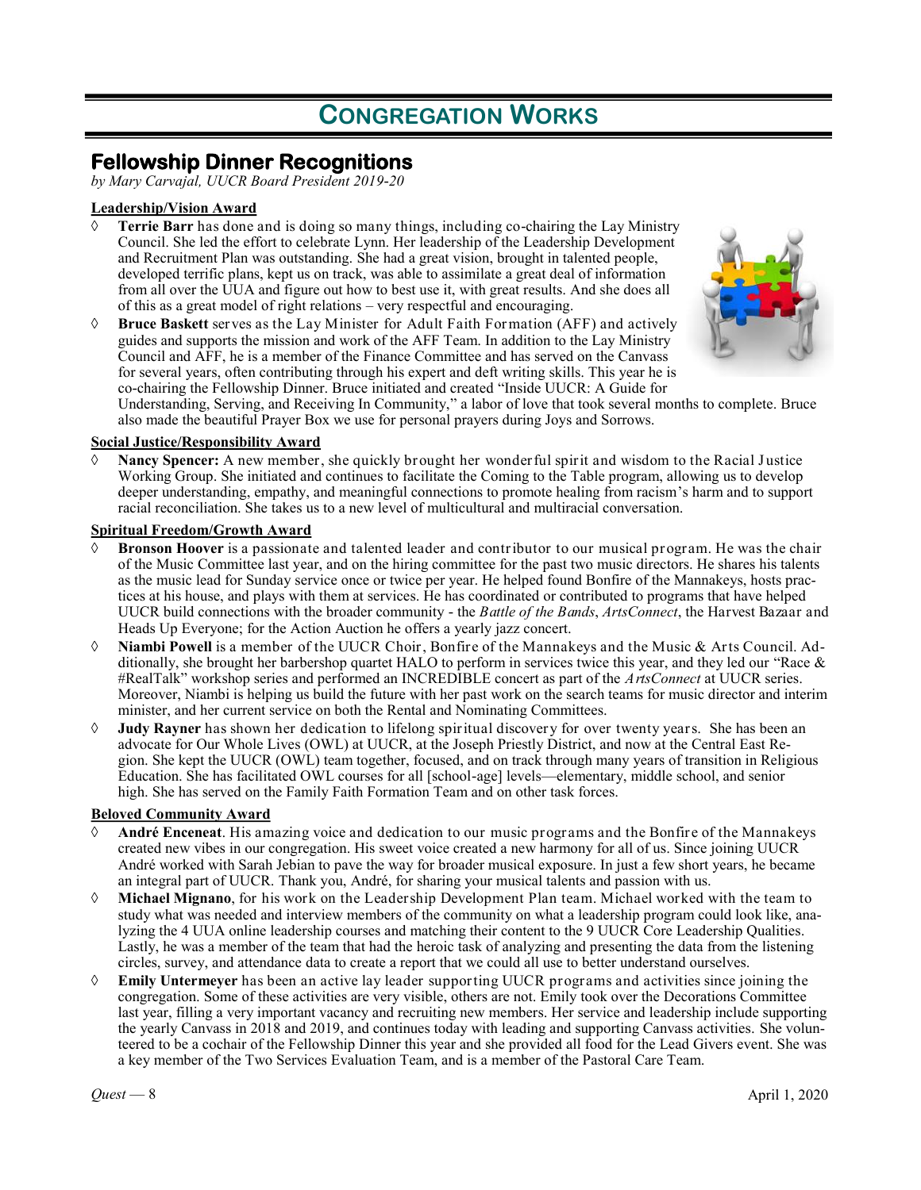# Congregation Works

## Fellowship Dinner Recognitions

*by Mary Carvajal, UUCR Board President 2019-20*

**Leadership/Vision Award**

◊ **Terrie Barr** has done and is doing so many things, including co-chairing the Lay Ministry Council. She led the effort to celebrate Lynn. Her leadership of the Leadership Development and Recruitment Plan was outstanding. She had a great vision, brought in talented people, developed terrific plans, kept us on track, was able to assimilate a great deal of information from all over the UUA and figure out how to best use it, with great results. And she does all of this as a great model of right relations – very respectful and encouraging.

◊ **Bruce Baskett** serves as the Lay Minister for Adult Faith Formation (AFF) and actively guides and supports the mission and work of the AFF Team. In addition to the Lay Ministry Council and AFF, he is a member of the Finance Committee and has served on the Canvass for several years, often contributing through his expert and deft writing skills. This year he is co-chairing the Fellowship Dinner. Bruce initiated and created "Inside UUCR: A Guide for Understanding, Serving, and Receiving In Community," a labor of love that took several months to complete. Bruce also made the beautiful Prayer Box we use for personal prayers during Joys and Sorrows.

**Social Justice/Responsibility Award**

◊ **Nancy Spencer:** A new member, she quickly brought her wonderful spirit and wisdom to the Racial Justice Working Group. She initiated and continues to facilitate the Coming to the Table program, allowing us to develop deeper understanding, empathy, and meaningful connections to promote healing from racism's harm and to support racial reconciliation. She takes us to a new level of multicultural and multiracial conversation.

**Spiritual Freedom/Growth Award**

◊ **Bronson Hoover** is a passionate and talented leader and contributor to our musical program. He was the chair of the Music Committee last year, and on the hiring committee for the past two music directors. He shares his talents as the music lead for Sunday service once or twice per year. He helped found Bonfire of the Mannakeys, hosts practices at his house, and plays with them at services. He has coordinated or contributed to programs that have helped UUCR build connections with the broader community - the *Battle of the Bands*, *ArtsConnect*, the Harvest Bazaar and Heads Up Everyone; for the Action Auction he offers a yearly jazz concert.

◊ **Niambi Powell** is a member of the UUCR Choir, Bonfire of the Mannakeys and the Music & Arts Council. Additionally, she brought her barbershop quartet HALO to perform in services twice this year, and they led our "Race & #RealTalk" workshop series and performed an INCREDIBLE concert as part of the *ArtsConnect* at UUCR series. Moreover, Niambi is helping us build the future with her past work on the search teams for music director and interim minister, and her current service on both the Rental and Nominating Committees.

◊ **Judy Rayner** has shown her dedication to lifelong spiritual discovery for over twenty years. She has been an advocate for Our Whole Lives (OWL) at UUCR, at the Joseph Priestly District, and now at the Central East Region. She kept the UUCR (OWL) team together, focused, and on track through many years of transition in Religious Education. She has facilitated OWL courses for all [school-age] levels—elementary, middle school, and senior high. She has served on the Family Faith Formation Team and on other task forces.

**Beloved Community Award**

◊ **André Enceneat**. His amazing voice and dedication to our music programs and the Bonfire of the Mannakeys created new vibes in our congregation. His sweet voice created a new harmony for all of us. Since joining UUCR André worked with Sarah Jebian to pave the way for broader musical exposure. In just a few short years, he became an integral part of UUCR. Thank you, André, for sharing your musical talents and passion with us.

◊ **Michael Mignano**, for his work on the Leadership Development Plan team. Michael worked with the team to study what was needed and interview members of the community on what a leadership program could look like, analyzing the 4 UUA online leadership courses and matching their content to the 9 UUCR Core Leadership Qualities. Lastly, he was a member of the team that had the heroic task of analyzing and presenting the data from the listening circles, survey, and attendance data to create a report that we could all use to better understand ourselves.

◊ **Emily Untermeyer** has been an active lay leader supporting UUCR programs and activities since joining the congregation. Some of these activities are very visible, others are not. Emily took over the Decorations Committee last year, filling a very important vacancy and recruiting new members. Her service and leadership include supporting the yearly Canvass in 2018 and 2019, and continues today with leading and supporting Canvass activities. She volunteered to be a cochair of the Fellowship Dinner this year and she provided all food for the Lead Givers event. She was a key member of the Two Services Evaluation Team, and is a member of the Pastoral Care Team.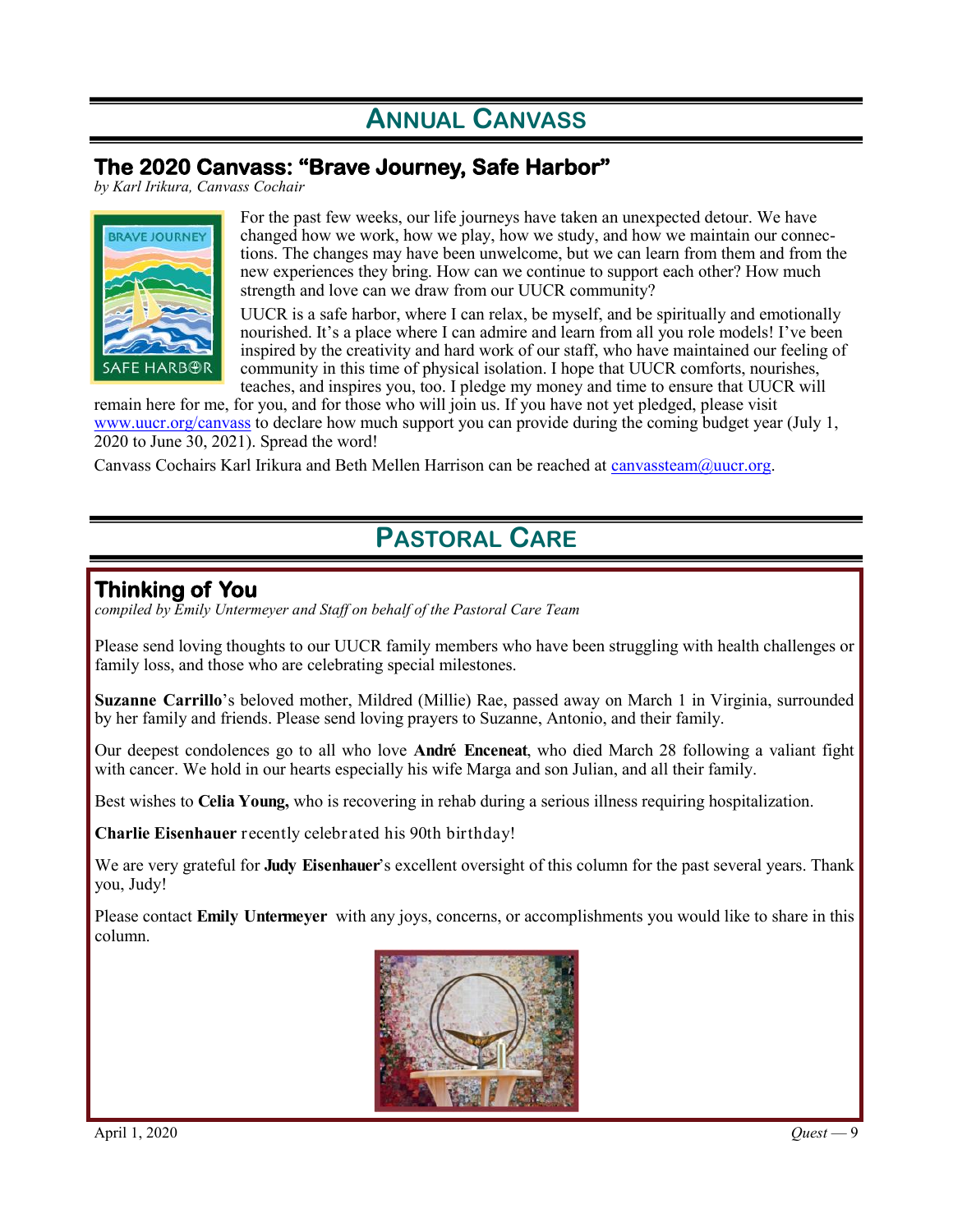# ANNUAL CANVASS

## The 2020 Canvass: "Brave Journey, Safe Harbor"

*by Karl Irikura, Canvass Cochair*

For the past few weeks, our life journeys have taken an unexpected detour. We have changed how we work, how we play, how we study, and how we maintain our connections. The changes may have been unwelcome, but we can learn from them and from the new experiences they bring. How can we continue to support each other? How much strength and love can we draw from our UUCR community?

UUCR is a safe harbor, where I can relax, be myself, and be spiritually and emotionally nourished. It's a place where I can admire and learn from all you role models! I've been inspired by the creativity and hard work of our staff, who have maintained our feeling of community in this time of physical isolation. I hope that UUCR comforts, nourishes, teaches, and inspires you, too. I pledge my money and time to ensure that UUCR will remain here for me, for you, and for those who will join us. If you have not yet pledged, please visit www.uucr.org/canvass to declare how much support you can provide during the coming budget year (July 1, 2020 to June 30, 2021). Spread the word!

Canvass Cochairs Karl Irikura and Beth Mellen Harrison can be reached at canvassteam@uucr.org.

# PASTORAL CARE

## Thinking of You

*compiled by Emily Untermeyer and Staff on behalf of the Pastoral Care Team*

Please send loving thoughts to our UUCR family members who have been struggling with health challenges or family loss, and those who are celebrating special milestones.

**Suzanne Carrillo**'s beloved mother, Mildred (Millie) Rae, passed away on March 1 in Virginia, surrounded by her family and friends. Please send loving prayers to Suzanne, Antonio, and their family.

Our deepest condolences go to all who love **André Enceneat**, who died March 28 following a valiant fight with cancer. We hold in our hearts especially his wife Marga and son Julian, and all their family.

Best wishes to **Celia Young,** who is recovering in rehab during a serious illness requiring hospitalization.

**Charlie Eisenhauer** recently celebrated his 90th birthday!

We are very grateful for **Judy Eisenhauer**'s excellent oversight of this column for the past several years. Thank you, Judy!

Please contact **Emily Untermeyer** with any joys, concerns, or accomplishments you would like to share in this column.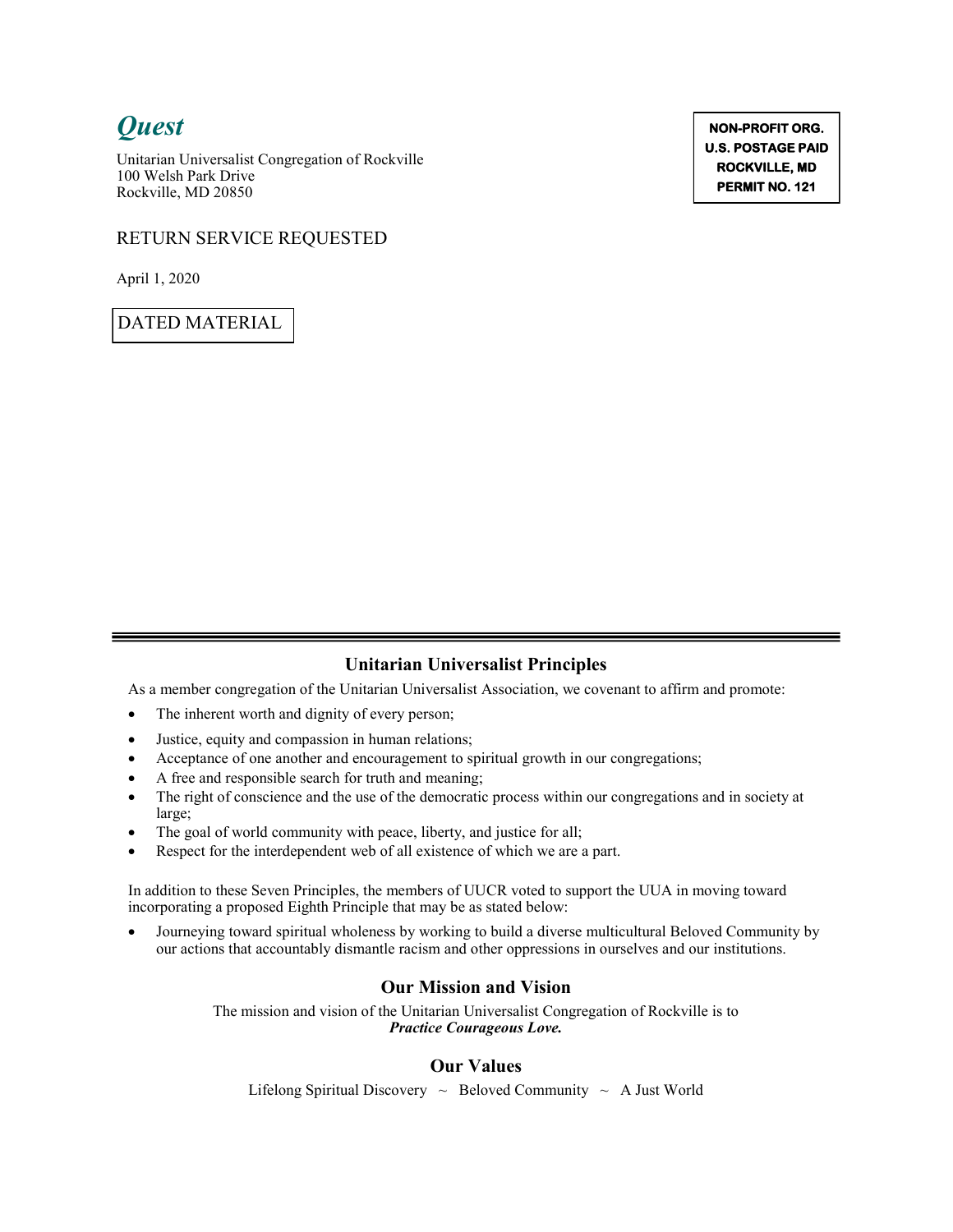# *Quest*

Unitarian Universalist Congregation of Rockville
100 Welsh Park Drive
Rockville, MD 20850

**NON-PROFIT ORG.**
**U.S. POSTAGE PAID**
**ROCKVILLE, MD**
**PERMIT NO. 121**

RETURN SERVICE REQUESTED

April 1, 2020

DATED MATERIAL

---

## Unitarian Universalist Principles

As a member congregation of the Unitarian Universalist Association, we covenant to affirm and promote:

- The inherent worth and dignity of every person;
- Justice, equity and compassion in human relations;
- Acceptance of one another and encouragement to spiritual growth in our congregations;
- A free and responsible search for truth and meaning;
- The right of conscience and the use of the democratic process within our congregations and in society at large;
- The goal of world community with peace, liberty, and justice for all;
- Respect for the interdependent web of all existence of which we are a part.

In addition to these Seven Principles, the members of UUCR voted to support the UUA in moving toward incorporating a proposed Eighth Principle that may be as stated below:

- Journeying toward spiritual wholeness by working to build a diverse multicultural Beloved Community by our actions that accountably dismantle racism and other oppressions in ourselves and our institutions.

## Our Mission and Vision

The mission and vision of the Unitarian Universalist Congregation of Rockville is to
***Practice Courageous Love.***

## Our Values

Lifelong Spiritual Discovery ~ Beloved Community ~ A Just World